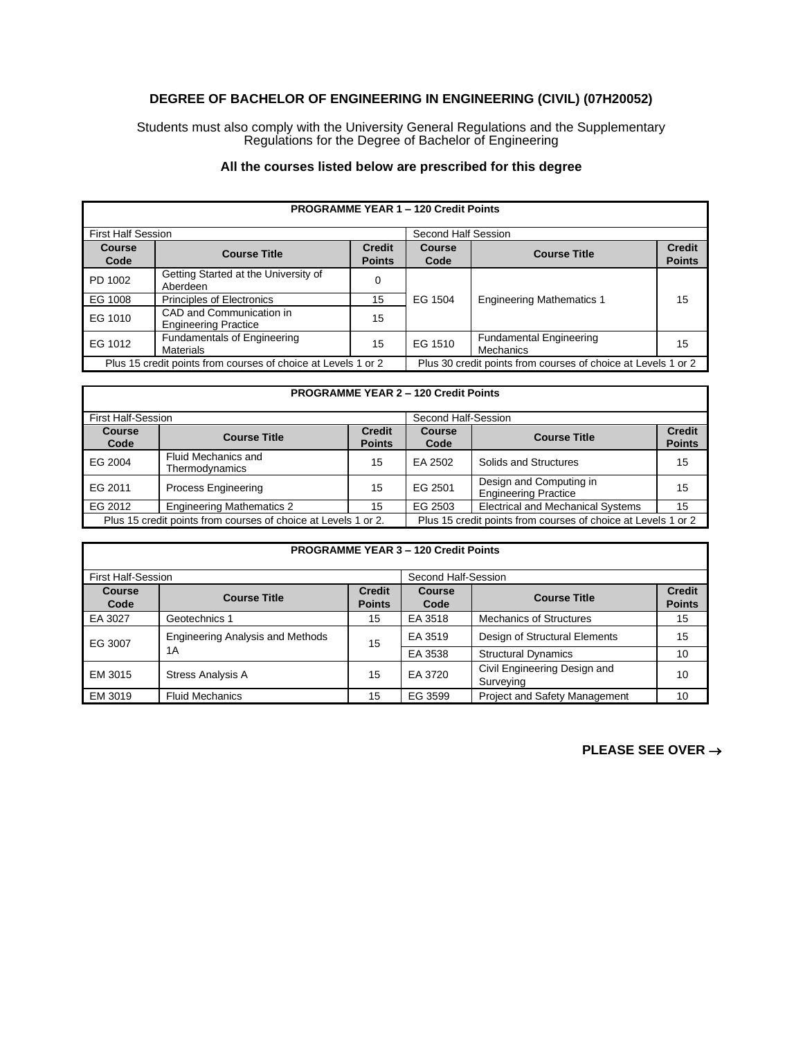# DEGREE OF BACHELOR OF ENGINEERING IN ENGINEERING (CIVIL) (07H20052)

Students must also comply with the University General Regulations and the Supplementary Regulations for the Degree of Bachelor of Engineering

**All the courses listed below are prescribed for this degree**

| PROGRAMME YEAR 1 – 120 Credit Points | | | | | |
|---|---|---|---|---|---|
| First Half Session | | | Second Half Session | | |
| **Course Code** | **Course Title** | **Credit Points** | **Course Code** | **Course Title** | **Credit Points** |
| PD 1002 | Getting Started at the University of Aberdeen | 0 | EG 1504 | Engineering Mathematics 1 | 15 |
| EG 1008 | Principles of Electronics | 15 | | | |
| EG 1010 | CAD and Communication in Engineering Practice | 15 | | | |
| EG 1012 | Fundamentals of Engineering Materials | 15 | EG 1510 | Fundamental Engineering Mechanics | 15 |
| Plus 15 credit points from courses of choice at Levels 1 or 2 | | | Plus 30 credit points from courses of choice at Levels 1 or 2 | | |

| PROGRAMME YEAR 2 – 120 Credit Points | | | | | |
|---|---|---|---|---|---|
| First Half-Session | | | Second Half-Session | | |
| **Course Code** | **Course Title** | **Credit Points** | **Course Code** | **Course Title** | **Credit Points** |
| EG 2004 | Fluid Mechanics and Thermodynamics | 15 | EA 2502 | Solids and Structures | 15 |
| EG 2011 | Process Engineering | 15 | EG 2501 | Design and Computing in Engineering Practice | 15 |
| EG 2012 | Engineering Mathematics 2 | 15 | EG 2503 | Electrical and Mechanical Systems | 15 |
| Plus 15 credit points from courses of choice at Levels 1 or 2. | | | Plus 15 credit points from courses of choice at Levels 1 or 2 | | |

| PROGRAMME YEAR 3 – 120 Credit Points | | | | | |
|---|---|---|---|---|---|
| First Half-Session | | | Second Half-Session | | |
| **Course Code** | **Course Title** | **Credit Points** | **Course Code** | **Course Title** | **Credit Points** |
| EA 3027 | Geotechnics 1 | 15 | EA 3518 | Mechanics of Structures | 15 |
| EG 3007 | Engineering Analysis and Methods 1A | 15 | EA 3519 | Design of Structural Elements | 15 |
| | | | EA 3538 | Structural Dynamics | 10 |
| EM 3015 | Stress Analysis A | 15 | EA 3720 | Civil Engineering Design and Surveying | 10 |
| EM 3019 | Fluid Mechanics | 15 | EG 3599 | Project and Safety Management | 10 |

**PLEASE SEE OVER →**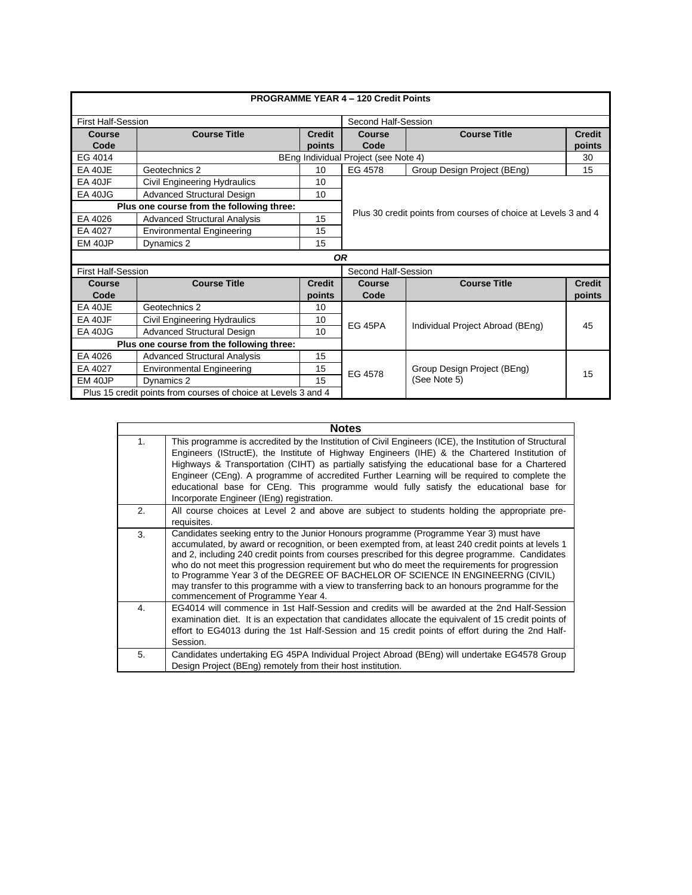**PROGRAMME YEAR 4 – 120 Credit Points**

| First Half-Session | | | Second Half-Session | | |
|---|---|---|---|---|---|
| **Course Code** | **Course Title** | **Credit points** | **Course Code** | **Course Title** | **Credit points** |
| EG 4014 | BEng Individual Project (see Note 4) | | | | 30 |
| EA 40JE | Geotechnics 2 | 10 | EG 4578 | Group Design Project (BEng) | 15 |
| EA 40JF | Civil Engineering Hydraulics | 10 | Plus 30 credit points from courses of choice at Levels 3 and 4 | | |
| EA 40JG | Advanced Structural Design | 10 | | | |
| **Plus one course from the following three:** | | | | | |
| EA 4026 | Advanced Structural Analysis | 15 | | | |
| EA 4027 | Environmental Engineering | 15 | | | |
| EM 40JP | Dynamics 2 | 15 | | | |

***OR***

| First Half-Session | | | Second Half-Session | | |
|---|---|---|---|---|---|
| **Course Code** | **Course Title** | **Credit points** | **Course Code** | **Course Title** | **Credit points** |
| EA 40JE | Geotechnics 2 | 10 | EG 45PA | Individual Project Abroad (BEng) | 45 |
| EA 40JF | Civil Engineering Hydraulics | 10 | | | |
| EA 40JG | Advanced Structural Design | 10 | | | |
| **Plus one course from the following three:** | | | | | |
| EA 4026 | Advanced Structural Analysis | 15 | EG 4578 | Group Design Project (BEng) (See Note 5) | 15 |
| EA 4027 | Environmental Engineering | 15 | | | |
| EM 40JP | Dynamics 2 | 15 | | | |
| Plus 15 credit points from courses of choice at Levels 3 and 4 | | | | | |

| **Notes** | |
|---|---|
| 1. | This programme is accredited by the Institution of Civil Engineers (ICE), the Institution of Structural Engineers (IStructE), the Institute of Highway Engineers (IHE) & the Chartered Institution of Highways & Transportation (CIHT) as partially satisfying the educational base for a Chartered Engineer (CEng). A programme of accredited Further Learning will be required to complete the educational base for CEng. This programme would fully satisfy the educational base for Incorporate Engineer (IEng) registration. |
| 2. | All course choices at Level 2 and above are subject to students holding the appropriate pre-requisites. |
| 3. | Candidates seeking entry to the Junior Honours programme (Programme Year 3) must have accumulated, by award or recognition, or been exempted from, at least 240 credit points at levels 1 and 2, including 240 credit points from courses prescribed for this degree programme. Candidates who do not meet this progression requirement but who do meet the requirements for progression to Programme Year 3 of the DEGREE OF BACHELOR OF SCIENCE IN ENGINEERNG (CIVIL) may transfer to this programme with a view to transferring back to an honours programme for the commencement of Programme Year 4. |
| 4. | EG4014 will commence in 1st Half-Session and credits will be awarded at the 2nd Half-Session examination diet. It is an expectation that candidates allocate the equivalent of 15 credit points of effort to EG4013 during the 1st Half-Session and 15 credit points of effort during the 2nd Half-Session. |
| 5. | Candidates undertaking EG 45PA Individual Project Abroad (BEng) will undertake EG4578 Group Design Project (BEng) remotely from their host institution. |